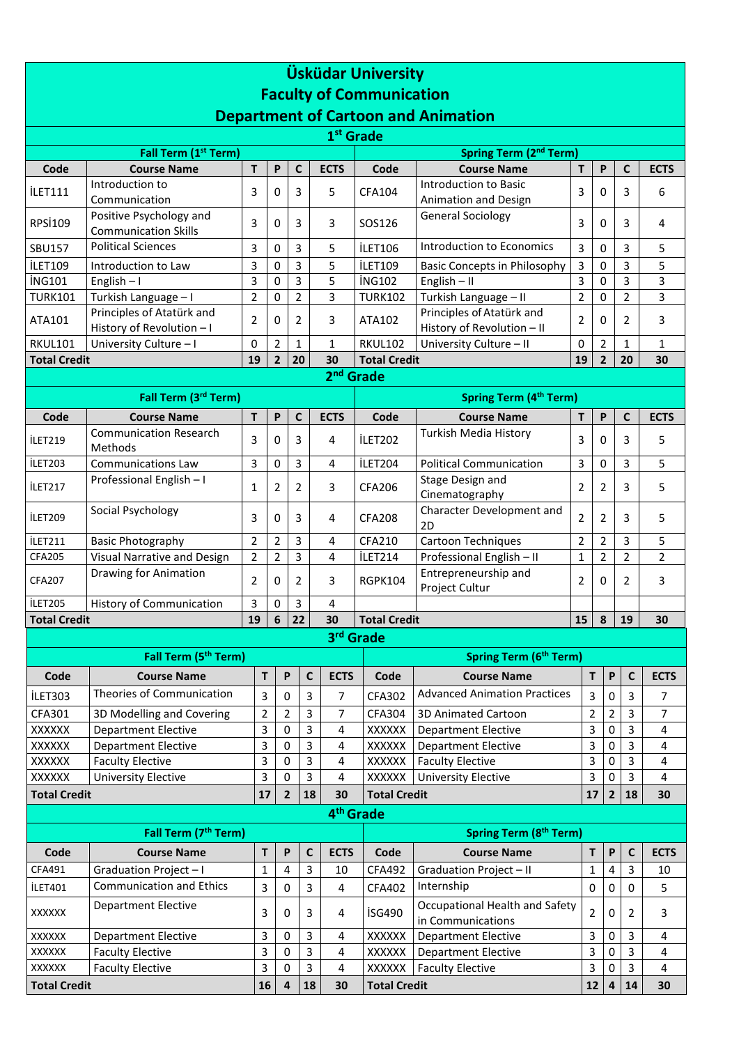# Üsküdar University
## Faculty of Communication
## Department of Cartoon and Animation

### 1st Grade

| Fall Term (1st Term) | | | | | | Spring Term (2nd Term) | | | | | |
|---|---|---|---|---|---|---|---|---|---|---|---|
| **Code** | **Course Name** | **T** | **P** | **C** | **ECTS** | **Code** | **Course Name** | **T** | **P** | **C** | **ECTS** |
| İLET111 | Introduction to Communication | 3 | 0 | 3 | 5 | CFA104 | Introduction to Basic Animation and Design | 3 | 0 | 3 | 6 |
| RPSİ109 | Positive Psychology and Communication Skills | 3 | 0 | 3 | 3 | SOS126 | General Sociology | 3 | 0 | 3 | 4 |
| SBU157 | Political Sciences | 3 | 0 | 3 | 5 | İLET106 | Introduction to Economics | 3 | 0 | 3 | 5 |
| İLET109 | Introduction to Law | 3 | 0 | 3 | 5 | İLET109 | Basic Concepts in Philosophy | 3 | 0 | 3 | 5 |
| İNG101 | English – I | 3 | 0 | 3 | 5 | İNG102 | English – II | 3 | 0 | 3 | 3 |
| TURK101 | Turkish Language – I | 2 | 0 | 2 | 3 | TURK102 | Turkish Language – II | 2 | 0 | 2 | 3 |
| ATA101 | Principles of Atatürk and History of Revolution – I | 2 | 0 | 2 | 3 | ATA102 | Principles of Atatürk and History of Revolution – II | 2 | 0 | 2 | 3 |
| RKUL101 | University Culture – I | 0 | 2 | 1 | 1 | RKUL102 | University Culture – II | 0 | 2 | 1 | 1 |
| **Total Credit** | | **19** | **2** | **20** | **30** | **Total Credit** | | **19** | **2** | **20** | **30** |

### 2nd Grade

| Fall Term (3rd Term) | | | | | | Spring Term (4th Term) | | | | | |
|---|---|---|---|---|---|---|---|---|---|---|---|
| **Code** | **Course Name** | **T** | **P** | **C** | **ECTS** | **Code** | **Course Name** | **T** | **P** | **C** | **ECTS** |
| İLET219 | Communication Research Methods | 3 | 0 | 3 | 4 | İLET202 | Turkish Media History | 3 | 0 | 3 | 5 |
| İLET203 | Communications Law | 3 | 0 | 3 | 4 | İLET204 | Political Communication | 3 | 0 | 3 | 5 |
| İLET217 | Professional English – I | 1 | 2 | 2 | 3 | CFA206 | Stage Design and Cinematography | 2 | 2 | 3 | 5 |
| İLET209 | Social Psychology | 3 | 0 | 3 | 4 | CFA208 | Character Development and 2D | 2 | 2 | 3 | 5 |
| İLET211 | Basic Photography | 2 | 2 | 3 | 4 | CFA210 | Cartoon Techniques | 2 | 2 | 3 | 5 |
| CFA205 | Visual Narrative and Design | 2 | 2 | 3 | 4 | İLET214 | Professional English – II | 1 | 2 | 2 | 2 |
| CFA207 | Drawing for Animation | 2 | 0 | 2 | 3 | RGPK104 | Entrepreneurship and Project Cultur | 2 | 0 | 2 | 3 |
| İLET205 | History of Communication | 3 | 0 | 3 | 4 | | | | | | |
| **Total Credit** | | **19** | **6** | **22** | **30** | **Total Credit** | | **15** | **8** | **19** | **30** |

### 3rd Grade

| Fall Term (5th Term) | | | | | | Spring Term (6th Term) | | | | | |
|---|---|---|---|---|---|---|---|---|---|---|---|
| **Code** | **Course Name** | **T** | **P** | **C** | **ECTS** | **Code** | **Course Name** | **T** | **P** | **C** | **ECTS** |
| İLET303 | Theories of Communication | 3 | 0 | 3 | 7 | CFA302 | Advanced Animation Practices | 3 | 0 | 3 | 7 |
| CFA301 | 3D Modelling and Covering | 2 | 2 | 3 | 7 | CFA304 | 3D Animated Cartoon | 2 | 2 | 3 | 7 |
| XXXXXX | Department Elective | 3 | 0 | 3 | 4 | XXXXXX | Department Elective | 3 | 0 | 3 | 4 |
| XXXXXX | Department Elective | 3 | 0 | 3 | 4 | XXXXXX | Department Elective | 3 | 0 | 3 | 4 |
| XXXXXX | Faculty Elective | 3 | 0 | 3 | 4 | XXXXXX | Faculty Elective | 3 | 0 | 3 | 4 |
| XXXXXX | University Elective | 3 | 0 | 3 | 4 | XXXXXX | University Elective | 3 | 0 | 3 | 4 |
| **Total Credit** | | **17** | **2** | **18** | **30** | **Total Credit** | | **17** | **2** | **18** | **30** |

### 4th Grade

| Fall Term (7th Term) | | | | | | Spring Term (8th Term) | | | | | |
|---|---|---|---|---|---|---|---|---|---|---|---|
| **Code** | **Course Name** | **T** | **P** | **C** | **ECTS** | **Code** | **Course Name** | **T** | **P** | **C** | **ECTS** |
| CFA491 | Graduation Project – I | 1 | 4 | 3 | 10 | CFA492 | Graduation Project – II | 1 | 4 | 3 | 10 |
| İLET401 | Communication and Ethics | 3 | 0 | 3 | 4 | CFA402 | Internship | 0 | 0 | 0 | 5 |
| XXXXXX | Department Elective | 3 | 0 | 3 | 4 | İSG490 | Occupational Health and Safety in Communications | 2 | 0 | 2 | 3 |
| XXXXXX | Department Elective | 3 | 0 | 3 | 4 | XXXXXX | Department Elective | 3 | 0 | 3 | 4 |
| XXXXXX | Faculty Elective | 3 | 0 | 3 | 4 | XXXXXX | Department Elective | 3 | 0 | 3 | 4 |
| XXXXXX | Faculty Elective | 3 | 0 | 3 | 4 | XXXXXX | Faculty Elective | 3 | 0 | 3 | 4 |
| **Total Credit** | | **16** | **4** | **18** | **30** | **Total Credit** | | **12** | **4** | **14** | **30** |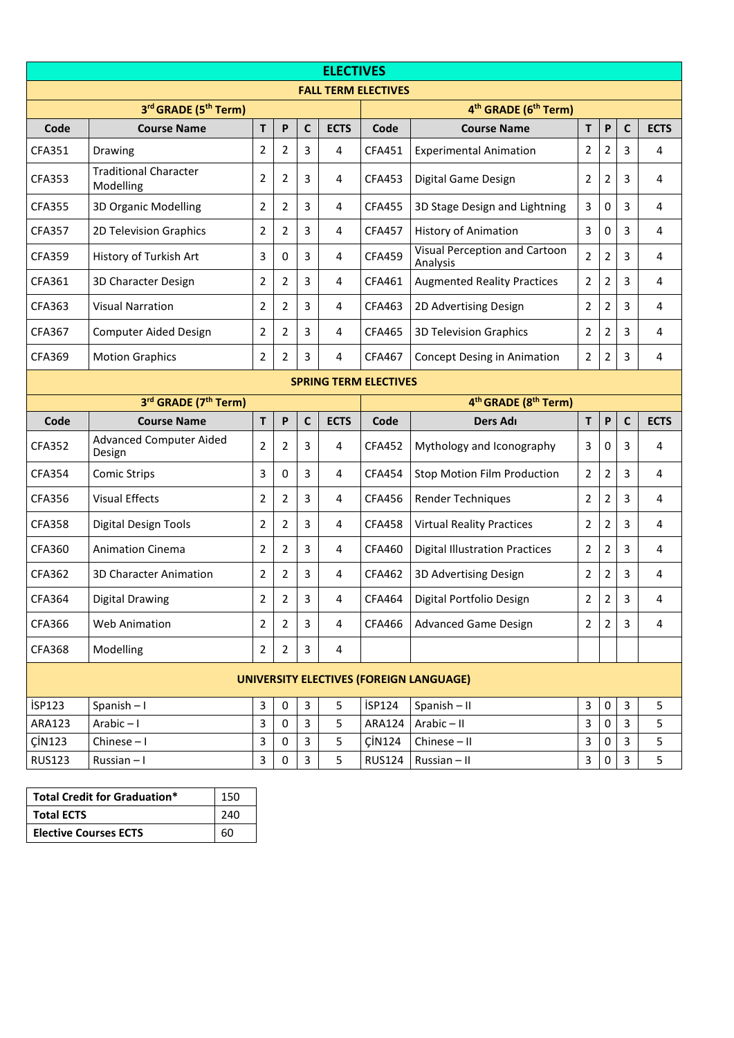| ELECTIVES | | | | | | | | | | | |
|---|---|---|---|---|---|---|---|---|---|---|---|
| **FALL TERM ELECTIVES** | | | | | | | | | | | |
| **3rd GRADE (5th Term)** | | | | | | **4th GRADE (6th Term)** | | | | | |
| **Code** | **Course Name** | **T** | **P** | **C** | **ECTS** | **Code** | **Course Name** | **T** | **P** | **C** | **ECTS** |
| CFA351 | Drawing | 2 | 2 | 3 | 4 | CFA451 | Experimental Animation | 2 | 2 | 3 | 4 |
| CFA353 | Traditional Character Modelling | 2 | 2 | 3 | 4 | CFA453 | Digital Game Design | 2 | 2 | 3 | 4 |
| CFA355 | 3D Organic Modelling | 2 | 2 | 3 | 4 | CFA455 | 3D Stage Design and Lightning | 3 | 0 | 3 | 4 |
| CFA357 | 2D Television Graphics | 2 | 2 | 3 | 4 | CFA457 | History of Animation | 3 | 0 | 3 | 4 |
| CFA359 | History of Turkish Art | 3 | 0 | 3 | 4 | CFA459 | Visual Perception and Cartoon Analysis | 2 | 2 | 3 | 4 |
| CFA361 | 3D Character Design | 2 | 2 | 3 | 4 | CFA461 | Augmented Reality Practices | 2 | 2 | 3 | 4 |
| CFA363 | Visual Narration | 2 | 2 | 3 | 4 | CFA463 | 2D Advertising Design | 2 | 2 | 3 | 4 |
| CFA367 | Computer Aided Design | 2 | 2 | 3 | 4 | CFA465 | 3D Television Graphics | 2 | 2 | 3 | 4 |
| CFA369 | Motion Graphics | 2 | 2 | 3 | 4 | CFA467 | Concept Desing in Animation | 2 | 2 | 3 | 4 |
| **SPRING TERM ELECTIVES** | | | | | | | | | | | |
| **3rd GRADE (7th Term)** | | | | | | **4th GRADE (8th Term)** | | | | | |
| **Code** | **Course Name** | **T** | **P** | **C** | **ECTS** | **Code** | **Ders Adı** | **T** | **P** | **C** | **ECTS** |
| CFA352 | Advanced Computer Aided Design | 2 | 2 | 3 | 4 | CFA452 | Mythology and Iconography | 3 | 0 | 3 | 4 |
| CFA354 | Comic Strips | 3 | 0 | 3 | 4 | CFA454 | Stop Motion Film Production | 2 | 2 | 3 | 4 |
| CFA356 | Visual Effects | 2 | 2 | 3 | 4 | CFA456 | Render Techniques | 2 | 2 | 3 | 4 |
| CFA358 | Digital Design Tools | 2 | 2 | 3 | 4 | CFA458 | Virtual Reality Practices | 2 | 2 | 3 | 4 |
| CFA360 | Animation Cinema | 2 | 2 | 3 | 4 | CFA460 | Digital Illustration Practices | 2 | 2 | 3 | 4 |
| CFA362 | 3D Character Animation | 2 | 2 | 3 | 4 | CFA462 | 3D Advertising Design | 2 | 2 | 3 | 4 |
| CFA364 | Digital Drawing | 2 | 2 | 3 | 4 | CFA464 | Digital Portfolio Design | 2 | 2 | 3 | 4 |
| CFA366 | Web Animation | 2 | 2 | 3 | 4 | CFA466 | Advanced Game Design | 2 | 2 | 3 | 4 |
| CFA368 | Modelling | 2 | 2 | 3 | 4 | | | | | | |
| **UNIVERSITY ELECTIVES (FOREIGN LANGUAGE)** | | | | | | | | | | | |
| İSP123 | Spanish – I | 3 | 0 | 3 | 5 | İSP124 | Spanish – II | 3 | 0 | 3 | 5 |
| ARA123 | Arabic – I | 3 | 0 | 3 | 5 | ARA124 | Arabic – II | 3 | 0 | 3 | 5 |
| ÇİN123 | Chinese – I | 3 | 0 | 3 | 5 | ÇİN124 | Chinese – II | 3 | 0 | 3 | 5 |
| RUS123 | Russian – I | 3 | 0 | 3 | 5 | RUS124 | Russian – II | 3 | 0 | 3 | 5 |

| | |
|---|---|
| **Total Credit for Graduation*** | 150 |
| **Total ECTS** | 240 |
| **Elective Courses ECTS** | 60 |